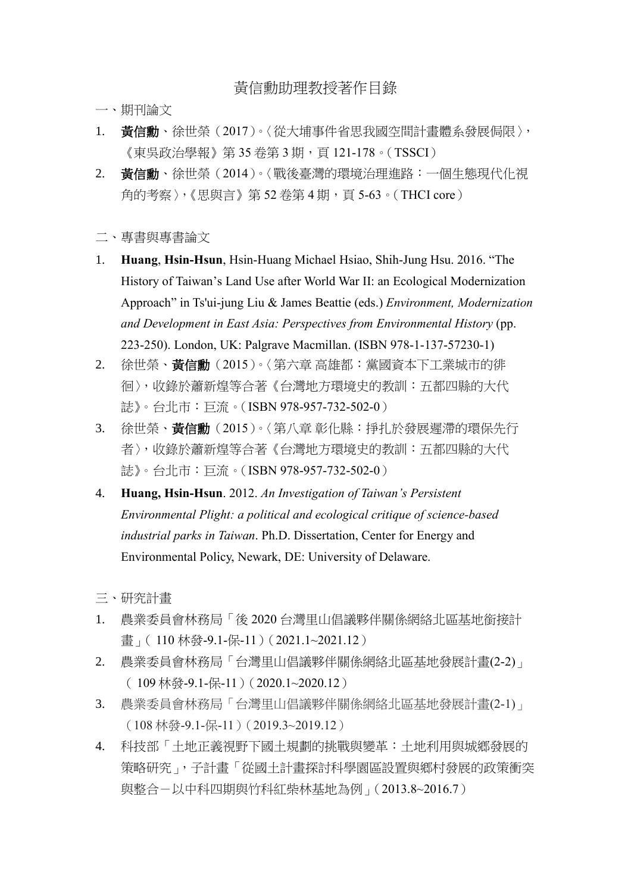# 黃信勳助理教授著作目錄

## 一、期刊論文

1. **黃信勳**、徐世榮（2017）。〈從大埔事件省思我國空間計畫體系發展侷限〉，《東吳政治學報》第 35 卷第 3 期，頁 121-178。（TSSCI）
2. **黃信勳**、徐世榮（2014）。〈戰後臺灣的環境治理進路：一個生態現代化視角的考察〉，《思與言》第 52 卷第 4 期，頁 5-63。（THCI core）

## 二、專書與專書論文

1. **Huang**, **Hsin-Hsun**, Hsin-Huang Michael Hsiao, Shih-Jung Hsu. 2016. "The History of Taiwan's Land Use after World War II: an Ecological Modernization Approach" in Ts'ui-jung Liu & James Beattie (eds.) *Environment, Modernization and Development in East Asia: Perspectives from Environmental History* (pp. 223-250). London, UK: Palgrave Macmillan. (ISBN 978-1-137-57230-1)
2. 徐世榮、**黃信勳**（2015）。〈第六章 高雄都：黨國資本下工業城市的徘徊〉，收錄於蕭新煌等合著《台灣地方環境史的教訓：五都四縣的大代誌》。台北市：巨流。（ISBN 978-957-732-502-0）
3. 徐世榮、**黃信勳**（2015）。〈第八章 彰化縣：掙扎於發展遲滯的環保先行者〉，收錄於蕭新煌等合著《台灣地方環境史的教訓：五都四縣的大代誌》。台北市：巨流。（ISBN 978-957-732-502-0）
4. **Huang, Hsin-Hsun**. 2012. *An Investigation of Taiwan's Persistent Environmental Plight: a political and ecological critique of science-based industrial parks in Taiwan*. Ph.D. Dissertation, Center for Energy and Environmental Policy, Newark, DE: University of Delaware.

## 三、研究計畫

1. 農業委員會林務局「後 2020 台灣里山倡議夥伴關係網絡北區基地銜接計畫」（ 110 林發-9.1-保-11）（2021.1~2021.12）
2. 農業委員會林務局「台灣里山倡議夥伴關係網絡北區基地發展計畫(2-2)」（ 109 林發-9.1-保-11）（2020.1~2020.12）
3. 農業委員會林務局「台灣里山倡議夥伴關係網絡北區基地發展計畫(2-1)」（108 林發-9.1-保-11）（2019.3~2019.12）
4. 科技部「土地正義視野下國土規劃的挑戰與變革：土地利用與城鄉發展的策略研究」，子計畫「從國土計畫探討科學園區設置與鄉村發展的政策衝突與整合－以中科四期與竹科紅柴林基地為例」（2013.8~2016.7）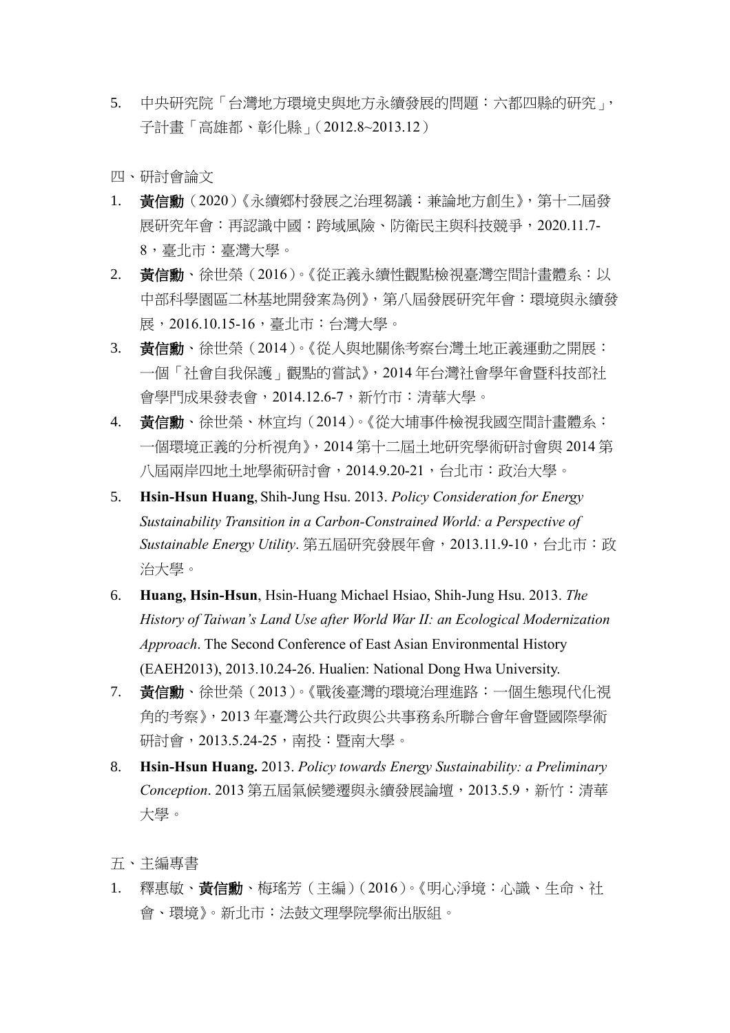5. 中央研究院「台灣地方環境史與地方永續發展的問題：六都四縣的研究」，子計畫「高雄都、彰化縣」(2012.8~2013.12)

四、研討會論文

1. **黃信勳**（2020）《永續鄉村發展之治理芻議：兼論地方創生》，第十二屆發展研究年會：再認識中國：跨域風險、防衛民主與科技競爭，2020.11.7-8，臺北市：臺灣大學。
2. **黃信勳**、徐世榮（2016）。《從正義永續性觀點檢視臺灣空間計畫體系：以中部科學園區二林基地開發案為例》，第八屆發展研究年會：環境與永續發展，2016.10.15-16，臺北市：台灣大學。
3. **黃信勳**、徐世榮（2014）。《從人與地關係考察台灣土地正義運動之開展：一個「社會自我保護」觀點的嘗試》，2014 年台灣社會學年會暨科技部社會學門成果發表會，2014.12.6-7，新竹市：清華大學。
4. **黃信勳**、徐世榮、林宜均（2014）。《從大埔事件檢視我國空間計畫體系：一個環境正義的分析視角》，2014 第十二屆土地研究學術研討會與 2014 第八屆兩岸四地土地學術研討會，2014.9.20-21，台北市：政治大學。
5. **Hsin-Hsun Huang**, Shih-Jung Hsu. 2013. *Policy Consideration for Energy Sustainability Transition in a Carbon-Constrained World: a Perspective of Sustainable Energy Utility*. 第五屆研究發展年會，2013.11.9-10，台北市：政治大學。
6. **Huang, Hsin-Hsun**, Hsin-Huang Michael Hsiao, Shih-Jung Hsu. 2013. *The History of Taiwan's Land Use after World War II: an Ecological Modernization Approach*. The Second Conference of East Asian Environmental History (EAEH2013), 2013.10.24-26. Hualien: National Dong Hwa University.
7. **黃信勳**、徐世榮（2013）。《戰後臺灣的環境治理進路：一個生態現代化視角的考察》，2013 年臺灣公共行政與公共事務系所聯合會年會暨國際學術研討會，2013.5.24-25，南投：暨南大學。
8. **Hsin-Hsun Huang.** 2013. *Policy towards Energy Sustainability: a Preliminary Conception*. 2013 第五屆氣候變遷與永續發展論壇，2013.5.9，新竹：清華大學。

五、主編專書

1. 釋惠敏、**黃信勳**、梅瑤芳（主編）（2016）。《明心淨境：心識、生命、社會、環境》。新北市：法鼓文理學院學術出版組。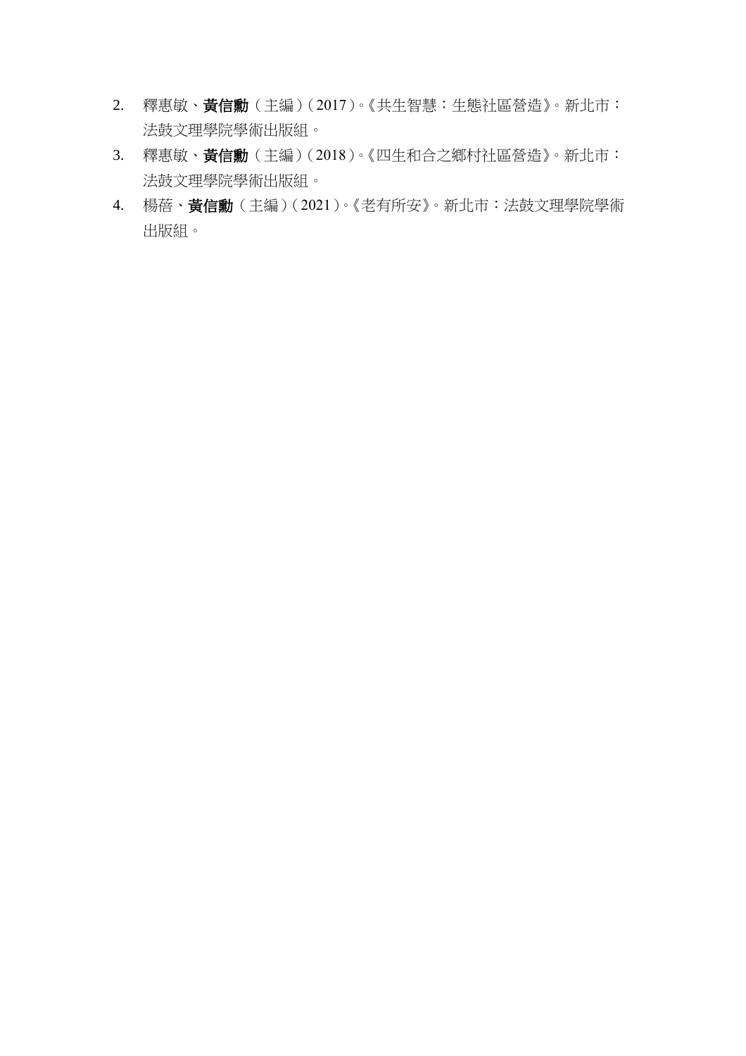2. 釋惠敏、**黃信勳**（主編）（2017）。《共生智慧：生態社區營造》。新北市：法鼓文理學院學術出版組。
3. 釋惠敏、**黃信勳**（主編）（2018）。《四生和合之鄉村社區營造》。新北市：法鼓文理學院學術出版組。
4. 楊蓓、**黃信勳**（主編）（2021）。《老有所安》。新北市：法鼓文理學院學術出版組。